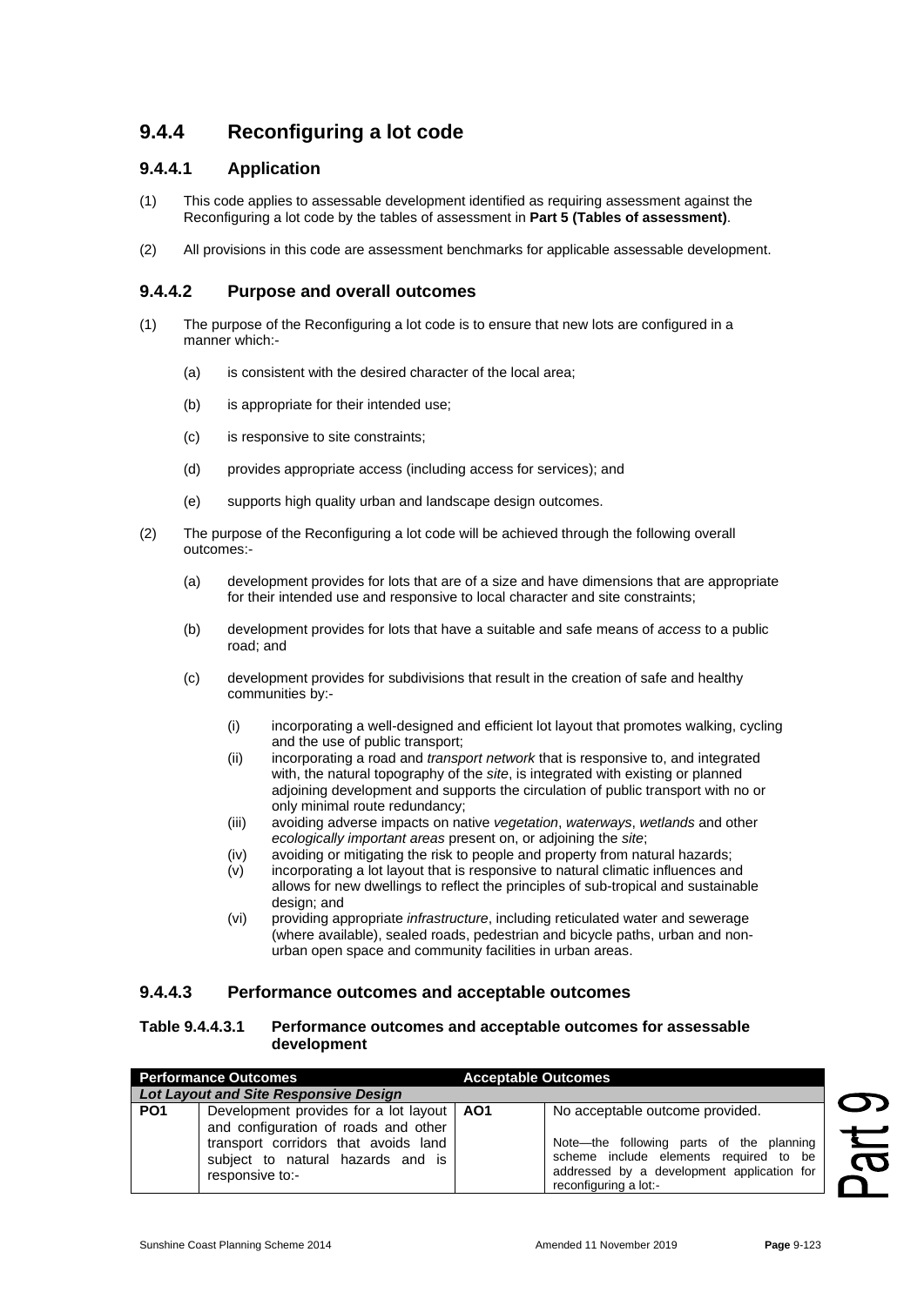## 9.4.4 Reconfiguring a lot code

### 9.4.4.1 Application

(1) This code applies to assessable development identified as requiring assessment against the Reconfiguring a lot code by the tables of assessment in **Part 5 (Tables of assessment)**.

(2) All provisions in this code are assessment benchmarks for applicable assessable development.

### 9.4.4.2 Purpose and overall outcomes

(1) The purpose of the Reconfiguring a lot code is to ensure that new lots are configured in a manner which:-

(a) is consistent with the desired character of the local area;

(b) is appropriate for their intended use;

(c) is responsive to site constraints;

(d) provides appropriate access (including access for services); and

(e) supports high quality urban and landscape design outcomes.

(2) The purpose of the Reconfiguring a lot code will be achieved through the following overall outcomes:-

(a) development provides for lots that are of a size and have dimensions that are appropriate for their intended use and responsive to local character and site constraints;

(b) development provides for lots that have a suitable and safe means of *access* to a public road; and

(c) development provides for subdivisions that result in the creation of safe and healthy communities by:-

(i) incorporating a well-designed and efficient lot layout that promotes walking, cycling and the use of public transport;
(ii) incorporating a road and *transport network* that is responsive to, and integrated with, the natural topography of the *site*, is integrated with existing or planned adjoining development and supports the circulation of public transport with no or only minimal route redundancy;
(iii) avoiding adverse impacts on native *vegetation*, *waterways*, *wetlands* and other *ecologically important areas* present on, or adjoining the *site*;
(iv) avoiding or mitigating the risk to people and property from natural hazards;
(v) incorporating a lot layout that is responsive to natural climatic influences and allows for new dwellings to reflect the principles of sub-tropical and sustainable design; and
(vi) providing appropriate *infrastructure*, including reticulated water and sewerage (where available), sealed roads, pedestrian and bicycle paths, urban and non-urban open space and community facilities in urban areas.

### 9.4.4.3 Performance outcomes and acceptable outcomes

**Table 9.4.4.3.1 Performance outcomes and acceptable outcomes for assessable development**

| Performance Outcomes | | Acceptable Outcomes | |
|---|---|---|---|
| ***Lot Layout and Site Responsive Design*** | | | |
| **PO1** | Development provides for a lot layout and configuration of roads and other transport corridors that avoids land subject to natural hazards and is responsive to:- | **AO1** | No acceptable outcome provided.<br><br>Note—the following parts of the planning scheme include elements required to be addressed by a development application for reconfiguring a lot:- |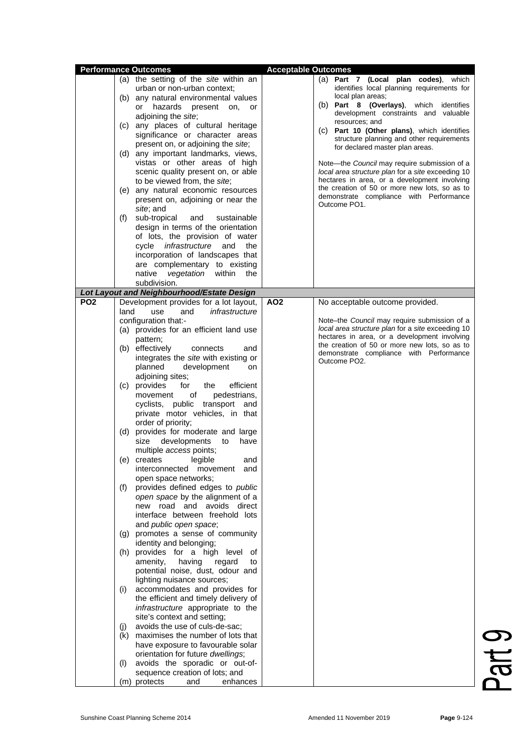| Performance Outcomes | | Acceptable Outcomes | |
|---|---|---|---|
| | (a) the setting of the *site* within an urban or non-urban context;<br>(b) any natural environmental values or hazards present on, or adjoining the *site*;<br>(c) any places of cultural heritage significance or character areas present on, or adjoining the *site*;<br>(d) any important landmarks, views, vistas or other areas of high scenic quality present on, or able to be viewed from, the *site*;<br>(e) any natural economic resources present on, adjoining or near the *site*; and<br>(f) sub-tropical and sustainable design in terms of the orientation of lots, the provision of water cycle *infrastructure* and the incorporation of landscapes that are complementary to existing native *vegetation* within the subdivision. | | (a) **Part 7 (Local plan codes)**, which identifies local planning requirements for local plan areas;<br>(b) **Part 8 (Overlays)**, which identifies development constraints and valuable resources; and<br>(c) **Part 10 (Other plans)**, which identifies structure planning and other requirements for declared master plan areas.<br><br>Note—the *Council* may require submission of a *local area structure plan* for a *site* exceeding 10 hectares in area, or a development involving the creation of 50 or more new lots, so as to demonstrate compliance with Performance Outcome PO1. |
| ***Lot Layout and Neighbourhood/Estate Design*** | | | |
| **PO2** | Development provides for a lot layout, land use and *infrastructure* configuration that:-<br>(a) provides for an efficient land use pattern;<br>(b) effectively connects and integrates the *site* with existing or planned development on adjoining sites;<br>(c) provides for the efficient movement of pedestrians, cyclists, public transport and private motor vehicles, in that order of priority;<br>(d) provides for moderate and large size developments to have multiple *access* points;<br>(e) creates legible and interconnected movement and open space networks;<br>(f) provides defined edges to *public open space* by the alignment of a new road and avoids direct interface between freehold lots and *public open space*;<br>(g) promotes a sense of community identity and belonging;<br>(h) provides for a high level of amenity, having regard to potential noise, dust, odour and lighting nuisance sources;<br>(i) accommodates and provides for the efficient and timely delivery of *infrastructure* appropriate to the site's context and setting;<br>(j) avoids the use of culs-de-sac;<br>(k) maximises the number of lots that have exposure to favourable solar orientation for future *dwellings*;<br>(l) avoids the sporadic or out-of-sequence creation of lots; and<br>(m) protects and enhances | **AO2** | No acceptable outcome provided.<br><br>Note–the *Council* may require submission of a *local area structure plan* for a *site* exceeding 10 hectares in area, or a development involving the creation of 50 or more new lots, so as to demonstrate compliance with Performance Outcome PO2. |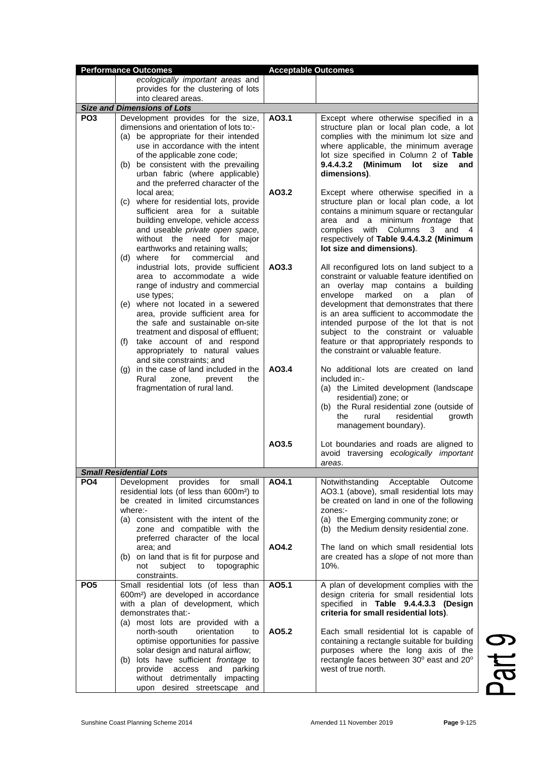| Performance Outcomes | | Acceptable Outcomes | |
|---|---|---|---|
| | *ecologically important areas* and provides for the clustering of lots into cleared areas. | | |
| ***Size and Dimensions of Lots*** | | | |
| **PO3** | Development provides for the size, dimensions and orientation of lots to:-<br>(a) be appropriate for their intended use in accordance with the intent of the applicable zone code;<br>(b) be consistent with the prevailing urban fabric (where applicable) and the preferred character of the local area;<br>(c) where for residential lots, provide sufficient area for a suitable building envelope, vehicle *access* and useable *private open space*, without the need for major earthworks and retaining walls;<br>(d) where for commercial and industrial lots, provide sufficient area to accommodate a wide range of industry and commercial use types;<br>(e) where not located in a sewered area, provide sufficient area for the safe and sustainable on-site treatment and disposal of effluent;<br>(f) take account of and respond appropriately to natural values and site constraints; and<br>(g) in the case of land included in the Rural zone, prevent the fragmentation of rural land. | **AO3.1** | Except where otherwise specified in a structure plan or local plan code, a lot complies with the minimum lot size and where applicable, the minimum average lot size specified in Column 2 of **Table 9.4.4.3.2 (Minimum lot size and dimensions)**. |
| | | **AO3.2** | Except where otherwise specified in a structure plan or local plan code, a lot contains a minimum square or rectangular area and a minimum *frontage* that complies with Columns 3 and 4 respectively of **Table 9.4.4.3.2 (Minimum lot size and dimensions)**. |
| | | **AO3.3** | All reconfigured lots on land subject to a constraint or valuable feature identified on an overlay map contains a building envelope marked on a plan of development that demonstrates that there is an area sufficient to accommodate the intended purpose of the lot that is not subject to the constraint or valuable feature or that appropriately responds to the constraint or valuable feature. |
| | | **AO3.4** | No additional lots are created on land included in:-<br>(a) the Limited development (landscape residential) zone; or<br>(b) the Rural residential zone (outside of the rural residential growth management boundary). |
| | | **AO3.5** | Lot boundaries and roads are aligned to avoid traversing *ecologically important areas*. |
| ***Small Residential Lots*** | | | |
| **PO4** | Development provides for small residential lots (of less than 600m²) to be created in limited circumstances where:-<br>(a) consistent with the intent of the zone and compatible with the preferred character of the local area; and<br>(b) on land that is fit for purpose and not subject to topographic constraints. | **AO4.1** | Notwithstanding Acceptable Outcome AO3.1 (above), small residential lots may be created on land in one of the following zones:-<br>(a) the Emerging community zone; or<br>(b) the Medium density residential zone. |
| | | **AO4.2** | The land on which small residential lots are created has a *slope* of not more than 10%. |
| **PO5** | Small residential lots (of less than 600m²) are developed in accordance with a plan of development, which demonstrates that:-<br>(a) most lots are provided with a north-south orientation to optimise opportunities for passive solar design and natural airflow;<br>(b) lots have sufficient *frontage* to provide access and parking without detrimentally impacting upon desired streetscape and | **AO5.1** | A plan of development complies with the design criteria for small residential lots specified in **Table 9.4.4.3.3 (Design criteria for small residential lots)**. |
| | | **AO5.2** | Each small residential lot is capable of containing a rectangle suitable for building purposes where the long axis of the rectangle faces between 30° east and 20° west of true north. |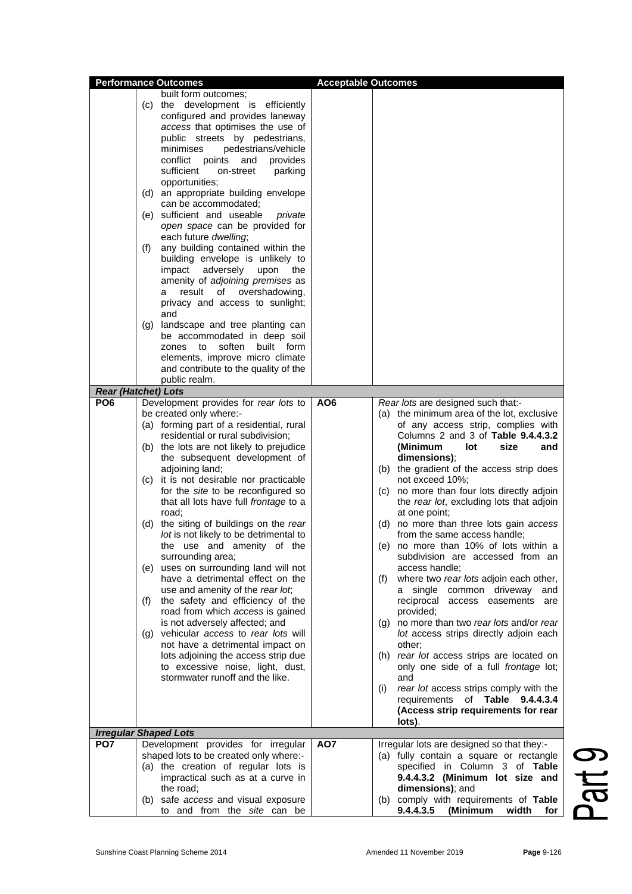| Performance Outcomes | | Acceptable Outcomes | |
|---|---|---|---|
| | built form outcomes;<br>(c) the development is efficiently configured and provides laneway *access* that optimises the use of public streets by pedestrians, minimises pedestrians/vehicle conflict points and provides sufficient on-street parking opportunities;<br>(d) an appropriate building envelope can be accommodated;<br>(e) sufficient and useable *private open space* can be provided for each future *dwelling*;<br>(f) any building contained within the building envelope is unlikely to impact adversely upon the amenity of *adjoining premises* as a result of overshadowing, privacy and access to sunlight; and<br>(g) landscape and tree planting can be accommodated in deep soil zones to soften built form elements, improve micro climate and contribute to the quality of the public realm. | | |
| ***Rear (Hatchet) Lots*** | | | |
| **PO6** | Development provides for *rear lots* to be created only where:-<br>(a) forming part of a residential, rural residential or rural subdivision;<br>(b) the lots are not likely to prejudice the subsequent development of adjoining land;<br>(c) it is not desirable nor practicable for the *site* to be reconfigured so that all lots have full *frontage* to a road;<br>(d) the siting of buildings on the *rear lot* is not likely to be detrimental to the use and amenity of the surrounding area;<br>(e) uses on surrounding land will not have a detrimental effect on the use and amenity of the *rear lot*;<br>(f) the safety and efficiency of the road from which *access* is gained is not adversely affected; and<br>(g) vehicular *access* to *rear lots* will not have a detrimental impact on lots adjoining the access strip due to excessive noise, light, dust, stormwater runoff and the like. | **AO6** | *Rear lots* are designed such that:-<br>(a) the minimum area of the lot, exclusive of any access strip, complies with Columns 2 and 3 of **Table 9.4.4.3.2 (Minimum lot size and dimensions)**;<br>(b) the gradient of the access strip does not exceed 10%;<br>(c) no more than four lots directly adjoin the *rear lot*, excluding lots that adjoin at one point;<br>(d) no more than three lots gain *access* from the same access handle;<br>(e) no more than 10% of lots within a subdivision are accessed from an access handle;<br>(f) where two *rear lots* adjoin each other, a single common driveway and reciprocal access easements are provided;<br>(g) no more than two *rear lots* and/or *rear lot* access strips directly adjoin each other;<br>(h) *rear lot* access strips are located on only one side of a full *frontage* lot; and<br>(i) *rear lot* access strips comply with the requirements of **Table 9.4.4.3.4 (Access strip requirements for rear lots)**. |
| ***Irregular Shaped Lots*** | | | |
| **PO7** | Development provides for irregular shaped lots to be created only where:-<br>(a) the creation of regular lots is impractical such as at a curve in the road;<br>(b) safe *access* and visual exposure to and from the *site* can be | **AO7** | Irregular lots are designed so that they:-<br>(a) fully contain a square or rectangle specified in Column 3 of **Table 9.4.4.3.2 (Minimum lot size and dimensions)**; and<br>(b) comply with requirements of **Table 9.4.4.3.5 (Minimum width for** |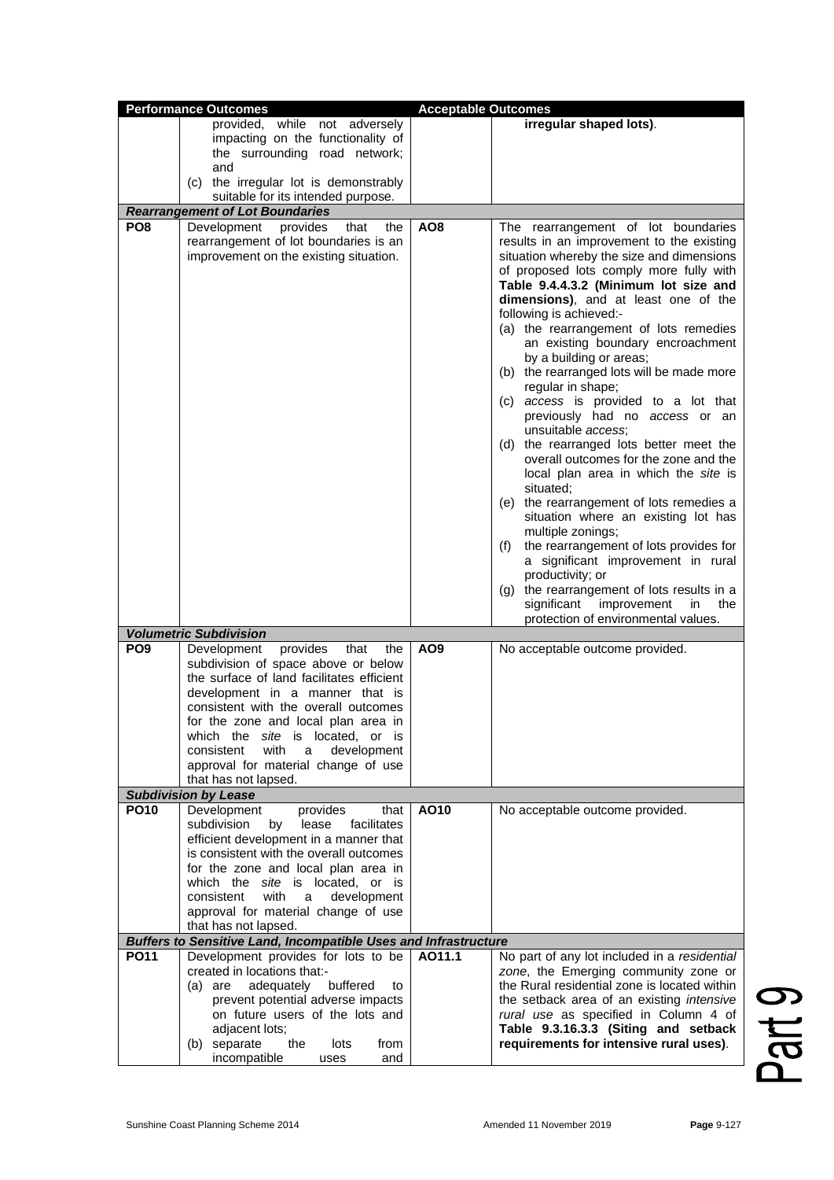| Performance Outcomes | | Acceptable Outcomes | |
|---|---|---|---|
| | provided, while not adversely impacting on the functionality of the surrounding road network; and<br>(c) the irregular lot is demonstrably suitable for its intended purpose. | | **irregular shaped lots)**. |
| ***Rearrangement of Lot Boundaries*** | | | |
| **PO8** | Development provides that the rearrangement of lot boundaries is an improvement on the existing situation. | **AO8** | The rearrangement of lot boundaries results in an improvement to the existing situation whereby the size and dimensions of proposed lots comply more fully with **Table 9.4.4.3.2 (Minimum lot size and dimensions)**, and at least one of the following is achieved:-<br>(a) the rearrangement of lots remedies an existing boundary encroachment by a building or areas;<br>(b) the rearranged lots will be made more regular in shape;<br>(c) *access* is provided to a lot that previously had no *access* or an unsuitable *access*;<br>(d) the rearranged lots better meet the overall outcomes for the zone and the local plan area in which the *site* is situated;<br>(e) the rearrangement of lots remedies a situation where an existing lot has multiple zonings;<br>(f) the rearrangement of lots provides for a significant improvement in rural productivity; or<br>(g) the rearrangement of lots results in a significant improvement in the protection of environmental values. |
| ***Volumetric Subdivision*** | | | |
| **PO9** | Development provides that the subdivision of space above or below the surface of land facilitates efficient development in a manner that is consistent with the overall outcomes for the zone and local plan area in which the *site* is located, or is consistent with a development approval for material change of use that has not lapsed. | **AO9** | No acceptable outcome provided. |
| ***Subdivision by Lease*** | | | |
| **PO10** | Development provides that subdivision by lease facilitates efficient development in a manner that is consistent with the overall outcomes for the zone and local plan area in which the *site* is located, or is consistent with a development approval for material change of use that has not lapsed. | **AO10** | No acceptable outcome provided. |
| ***Buffers to Sensitive Land, Incompatible Uses and Infrastructure*** | | | |
| **PO11** | Development provides for lots to be created in locations that:-<br>(a) are adequately buffered to prevent potential adverse impacts on future users of the lots and adjacent lots;<br>(b) separate the lots from incompatible uses and | **AO11.1** | No part of any lot included in a *residential zone*, the Emerging community zone or the Rural residential zone is located within the setback area of an existing *intensive rural use* as specified in Column 4 of **Table 9.3.16.3.3 (Siting and setback requirements for intensive rural uses)**. |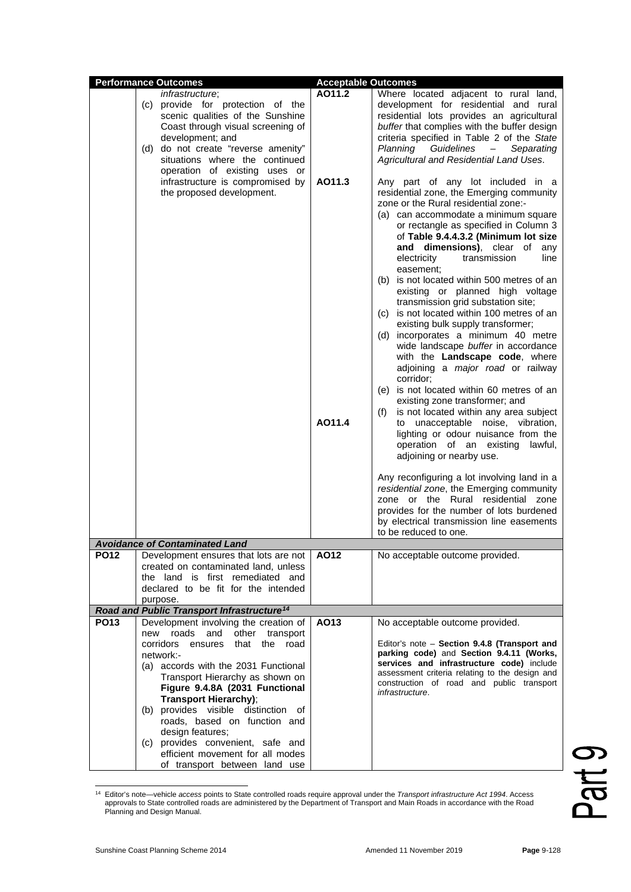| Performance Outcomes | | Acceptable Outcomes | |
|---|---|---|---|
| | *infrastructure*;<br>(c) provide for protection of the scenic qualities of the Sunshine Coast through visual screening of development; and<br>(d) do not create "reverse amenity" situations where the continued operation of existing uses or infrastructure is compromised by the proposed development. | AO11.2 | Where located adjacent to rural land, development for residential and rural residential lots provides an agricultural *buffer* that complies with the buffer design criteria specified in Table 2 of the *State Planning Guidelines – Separating Agricultural and Residential Land Uses*. |
| | | AO11.3 | Any part of any lot included in a residential zone, the Emerging community zone or the Rural residential zone:-<br>(a) can accommodate a minimum square or rectangle as specified in Column 3 of **Table 9.4.4.3.2 (Minimum lot size and dimensions)**, clear of any electricity transmission line easement;<br>(b) is not located within 500 metres of an existing or planned high voltage transmission grid substation site;<br>(c) is not located within 100 metres of an existing bulk supply transformer;<br>(d) incorporates a minimum 40 metre wide landscape *buffer* in accordance with the **Landscape code**, where adjoining a *major road* or railway corridor;<br>(e) is not located within 60 metres of an existing zone transformer; and<br>(f) is not located within any area subject to unacceptable noise, vibration, lighting or odour nuisance from the operation of an existing lawful, adjoining or nearby use. |
| | | AO11.4 | Any reconfiguring a lot involving land in a *residential zone*, the Emerging community zone or the Rural residential zone provides for the number of lots burdened by electrical transmission line easements to be reduced to one. |
| ***Avoidance of Contaminated Land*** | | | |
| **PO12** | Development ensures that lots are not created on contaminated land, unless the land is first remediated and declared to be fit for the intended purpose. | **AO12** | No acceptable outcome provided. |
| ***Road and Public Transport Infrastructure[14]*** | | | |
| **PO13** | Development involving the creation of new roads and other transport corridors ensures that the road network:-<br>(a) accords with the 2031 Functional Transport Hierarchy as shown on **Figure 9.4.8A (2031 Functional Transport Hierarchy)**;<br>(b) provides visible distinction of roads, based on function and design features;<br>(c) provides convenient, safe and efficient movement for all modes of transport between land use | **AO13** | No acceptable outcome provided.<br><br>Editor's note – **Section 9.4.8 (Transport and parking code)** and **Section 9.4.11 (Works, services and infrastructure code)** include assessment criteria relating to the design and construction of road and public transport *infrastructure*. |

[14] Editor's note—vehicle *access* points to State controlled roads require approval under the *Transport infrastructure Act 1994*. Access approvals to State controlled roads are administered by the Department of Transport and Main Roads in accordance with the Road Planning and Design Manual.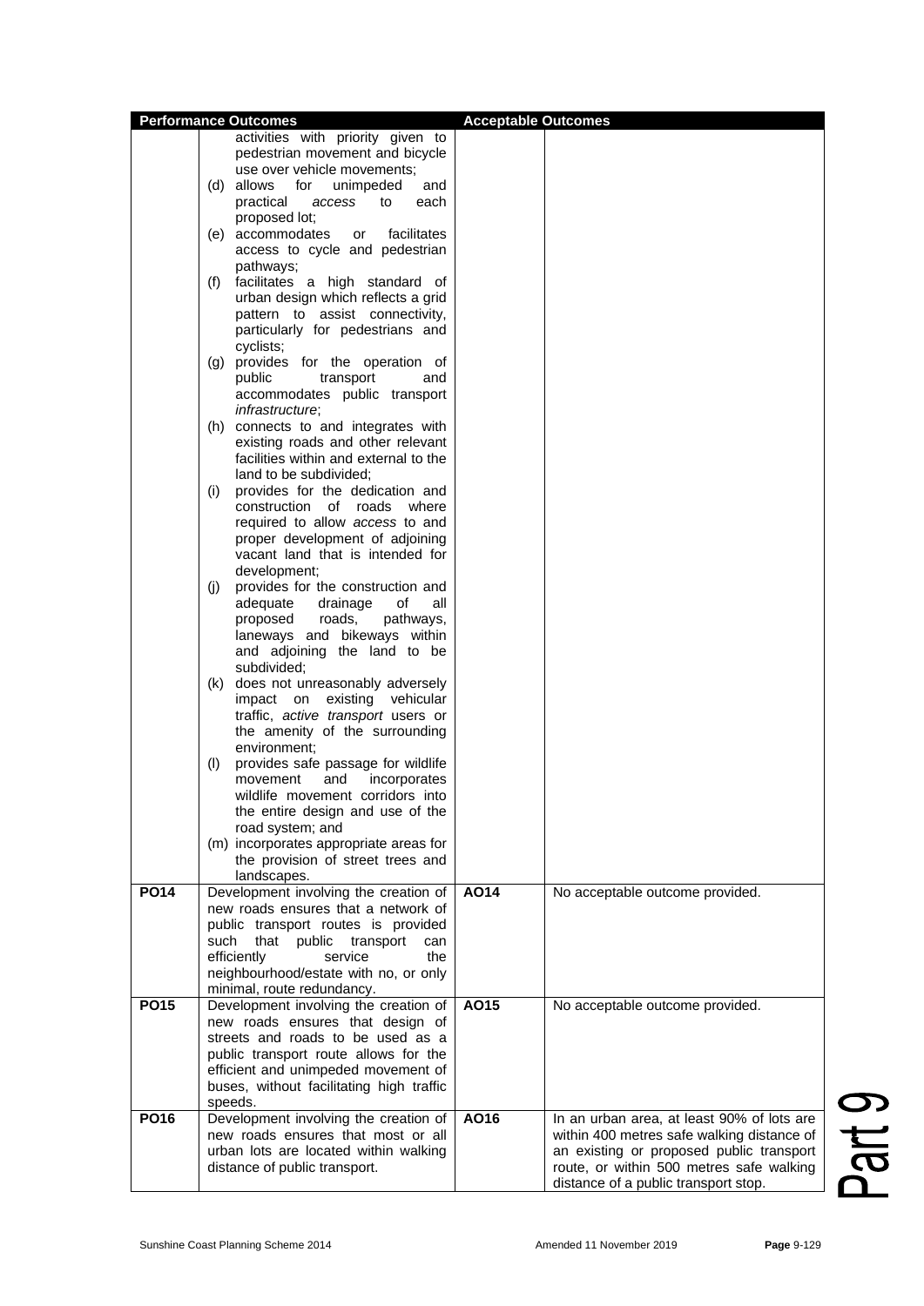| Performance Outcomes | | Acceptable Outcomes | |
|---|---|---|---|
| | activities with priority given to pedestrian movement and bicycle use over vehicle movements;<br>(d) allows for unimpeded and practical *access* to each proposed lot;<br>(e) accommodates or facilitates access to cycle and pedestrian pathways;<br>(f) facilitates a high standard of urban design which reflects a grid pattern to assist connectivity, particularly for pedestrians and cyclists;<br>(g) provides for the operation of public transport and accommodates public transport *infrastructure*;<br>(h) connects to and integrates with existing roads and other relevant facilities within and external to the land to be subdivided;<br>(i) provides for the dedication and construction of roads where required to allow *access* to and proper development of adjoining vacant land that is intended for development;<br>(j) provides for the construction and adequate drainage of all proposed roads, pathways, laneways and bikeways within and adjoining the land to be subdivided;<br>(k) does not unreasonably adversely impact on existing vehicular traffic, *active transport* users or the amenity of the surrounding environment;<br>(l) provides safe passage for wildlife movement and incorporates wildlife movement corridors into the entire design and use of the road system; and<br>(m) incorporates appropriate areas for the provision of street trees and landscapes. | | |
| **PO14** | Development involving the creation of new roads ensures that a network of public transport routes is provided such that public transport can efficiently service the neighbourhood/estate with no, or only minimal, route redundancy. | **AO14** | No acceptable outcome provided. |
| **PO15** | Development involving the creation of new roads ensures that design of streets and roads to be used as a public transport route allows for the efficient and unimpeded movement of buses, without facilitating high traffic speeds. | **AO15** | No acceptable outcome provided. |
| **PO16** | Development involving the creation of new roads ensures that most or all urban lots are located within walking distance of public transport. | **AO16** | In an urban area, at least 90% of lots are within 400 metres safe walking distance of an existing or proposed public transport route, or within 500 metres safe walking distance of a public transport stop. |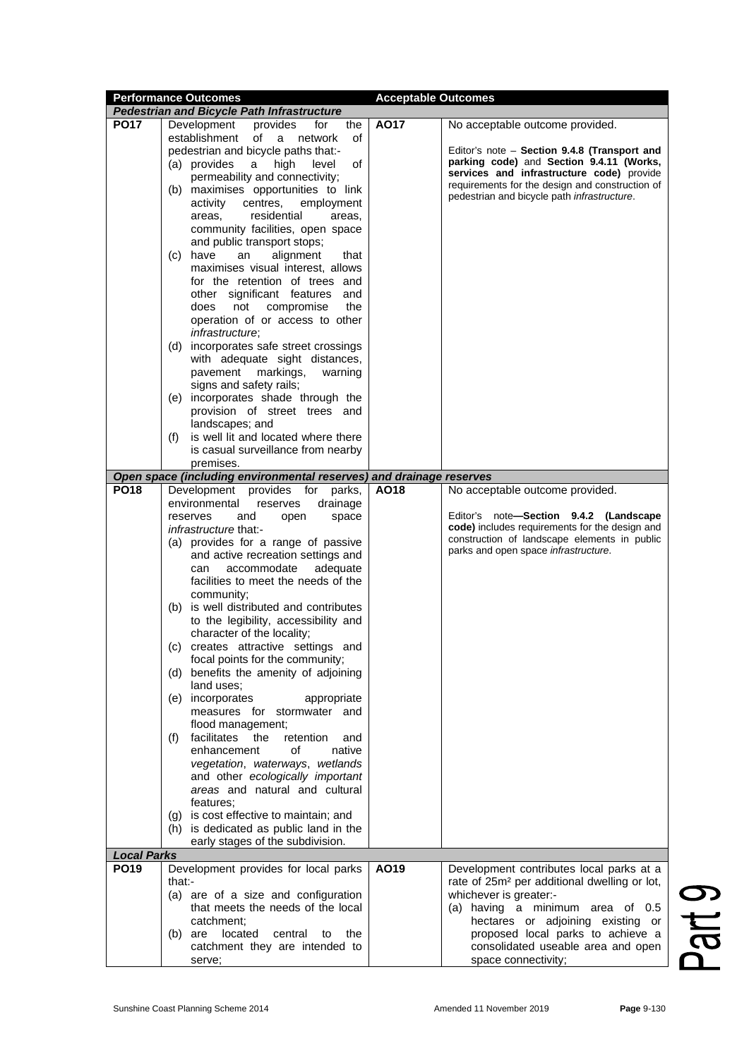| Performance Outcomes | | Acceptable Outcomes | |
|---|---|---|---|
| ***Pedestrian and Bicycle Path Infrastructure*** | | | |
| **PO17** | Development provides for the establishment of a network of pedestrian and bicycle paths that:-<br>(a) provides a high level of permeability and connectivity;<br>(b) maximises opportunities to link activity centres, employment areas, residential areas, community facilities, open space and public transport stops;<br>(c) have an alignment that maximises visual interest, allows for the retention of trees and other significant features and does not compromise the operation of or access to other *infrastructure*;<br>(d) incorporates safe street crossings with adequate sight distances, pavement markings, warning signs and safety rails;<br>(e) incorporates shade through the provision of street trees and landscapes; and<br>(f) is well lit and located where there is casual surveillance from nearby premises. | **AO17** | No acceptable outcome provided.<br><br>Editor's note – **Section 9.4.8 (Transport and parking code)** and **Section 9.4.11 (Works, services and infrastructure code)** provide requirements for the design and construction of pedestrian and bicycle path *infrastructure*. |
| ***Open space (including environmental reserves) and drainage reserves*** | | | |
| **PO18** | Development provides for parks, environmental reserves drainage reserves and open space *infrastructure* that:-<br>(a) provides for a range of passive and active recreation settings and can accommodate adequate facilities to meet the needs of the community;<br>(b) is well distributed and contributes to the legibility, accessibility and character of the locality;<br>(c) creates attractive settings and focal points for the community;<br>(d) benefits the amenity of adjoining land uses;<br>(e) incorporates appropriate measures for stormwater and flood management;<br>(f) facilitates the retention and enhancement of native *vegetation*, *waterways*, *wetlands* and other *ecologically important areas* and natural and cultural features;<br>(g) is cost effective to maintain; and<br>(h) is dedicated as public land in the early stages of the subdivision. | **AO18** | No acceptable outcome provided.<br><br>Editor's note—**Section 9.4.2 (Landscape code)** includes requirements for the design and construction of landscape elements in public parks and open space *infrastructure*. |
| ***Local Parks*** | | | |
| **PO19** | Development provides for local parks that:-<br>(a) are of a size and configuration that meets the needs of the local catchment;<br>(b) are located central to the catchment they are intended to serve; | **AO19** | Development contributes local parks at a rate of $25m^2$ per additional dwelling or lot, whichever is greater:-<br>(a) having a minimum area of 0.5 hectares or adjoining existing or proposed local parks to achieve a consolidated useable area and open space connectivity; |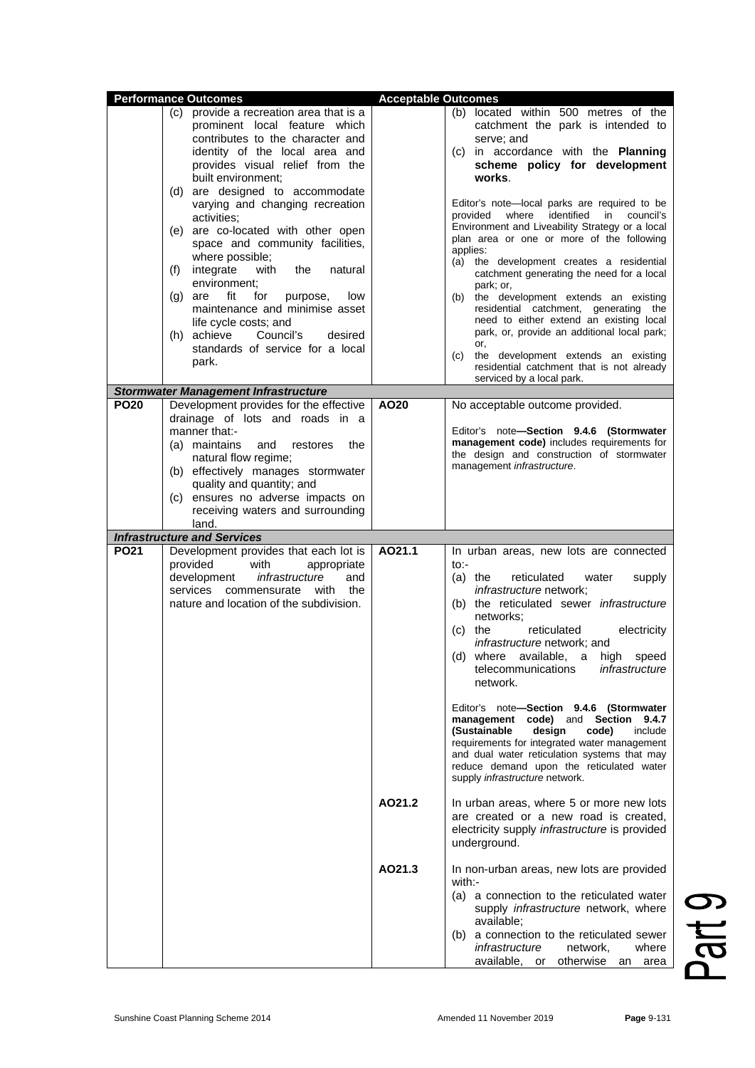| Performance Outcomes | | Acceptable Outcomes | |
|---|---|---|---|
| | (c) provide a recreation area that is a prominent local feature which contributes to the character and identity of the local area and provides visual relief from the built environment;<br>(d) are designed to accommodate varying and changing recreation activities;<br>(e) are co-located with other open space and community facilities, where possible;<br>(f) integrate with the natural environment;<br>(g) are fit for purpose, low maintenance and minimise asset life cycle costs; and<br>(h) achieve Council's desired standards of service for a local park. | | (b) located within 500 metres of the catchment the park is intended to serve; and<br>(c) in accordance with the **Planning scheme policy for development works**.<br><br>Editor's note—local parks are required to be provided where identified in council's Environment and Liveability Strategy or a local plan area or one or more of the following applies:<br>(a) the development creates a residential catchment generating the need for a local park; or,<br>(b) the development extends an existing residential catchment, generating the need to either extend an existing local park, or, provide an additional local park; or,<br>(c) the development extends an existing residential catchment that is not already serviced by a local park. |
| ***Stormwater Management Infrastructure*** | | | |
| **PO20** | Development provides for the effective drainage of lots and roads in a manner that:-<br>(a) maintains and restores the natural flow regime;<br>(b) effectively manages stormwater quality and quantity; and<br>(c) ensures no adverse impacts on receiving waters and surrounding land. | **AO20** | No acceptable outcome provided.<br><br>Editor's note—**Section 9.4.6 (Stormwater management code)** includes requirements for the design and construction of stormwater management *infrastructure*. |
| ***Infrastructure and Services*** | | | |
| **PO21** | Development provides that each lot is provided with appropriate development *infrastructure* and services commensurate with the nature and location of the subdivision. | **AO21.1** | In urban areas, new lots are connected to:-<br>(a) the reticulated water supply *infrastructure* network;<br>(b) the reticulated sewer *infrastructure* networks;<br>(c) the reticulated electricity *infrastructure* network; and<br>(d) where available, a high speed telecommunications *infrastructure* network.<br><br>Editor's note—**Section 9.4.6 (Stormwater management code)** and **Section 9.4.7 (Sustainable design code)** include requirements for integrated water management and dual water reticulation systems that may reduce demand upon the reticulated water supply *infrastructure* network. |
| | | **AO21.2** | In urban areas, where 5 or more new lots are created or a new road is created, electricity supply *infrastructure* is provided underground. |
| | | **AO21.3** | In non-urban areas, new lots are provided with:-<br>(a) a connection to the reticulated water supply *infrastructure* network, where available;<br>(b) a connection to the reticulated sewer *infrastructure* network, where available, or otherwise an area |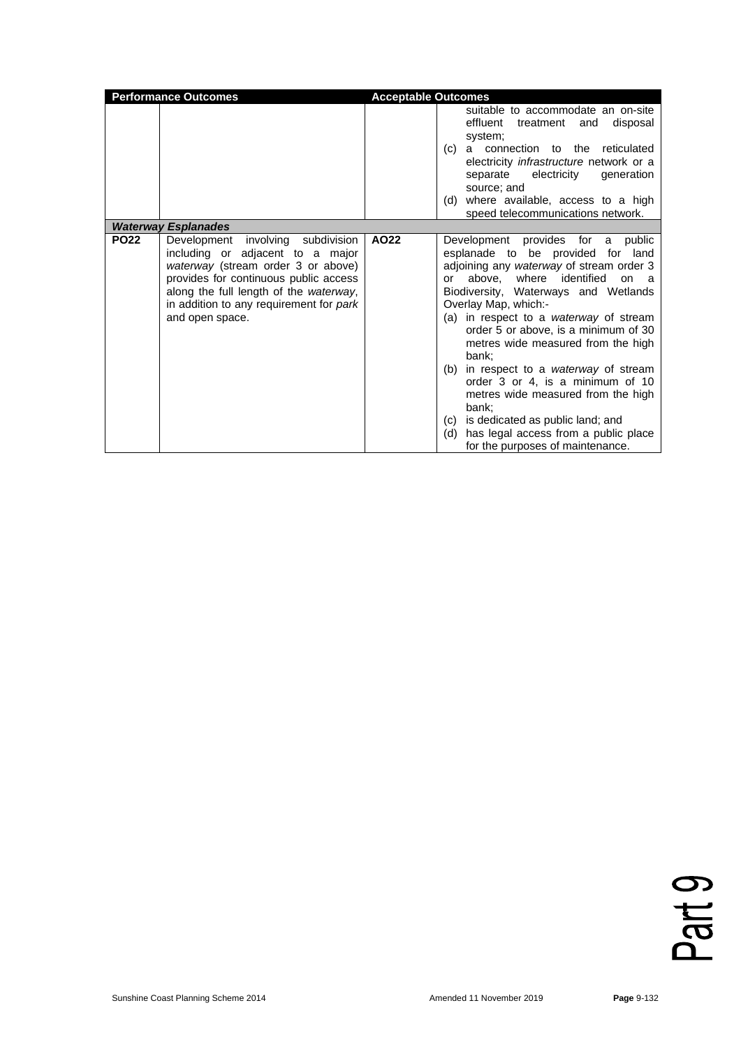| Performance Outcomes | | Acceptable Outcomes | |
|---|---|---|---|
| | | | suitable to accommodate an on-site effluent treatment and disposal system;<br>(c) a connection to the reticulated electricity *infrastructure* network or a separate electricity generation source; and<br>(d) where available, access to a high speed telecommunications network. |
| ***Waterway Esplanades*** | | | |
| **PO22** | Development involving subdivision including or adjacent to a major *waterway* (stream order 3 or above) provides for continuous public access along the full length of the *waterway*, in addition to any requirement for *park* and open space. | **AO22** | Development provides for a public esplanade to be provided for land adjoining any *waterway* of stream order 3 or above, where identified on a Biodiversity, Waterways and Wetlands Overlay Map, which:-<br>(a) in respect to a *waterway* of stream order 5 or above, is a minimum of 30 metres wide measured from the high bank;<br>(b) in respect to a *waterway* of stream order 3 or 4, is a minimum of 10 metres wide measured from the high bank;<br>(c) is dedicated as public land; and<br>(d) has legal access from a public place for the purposes of maintenance. |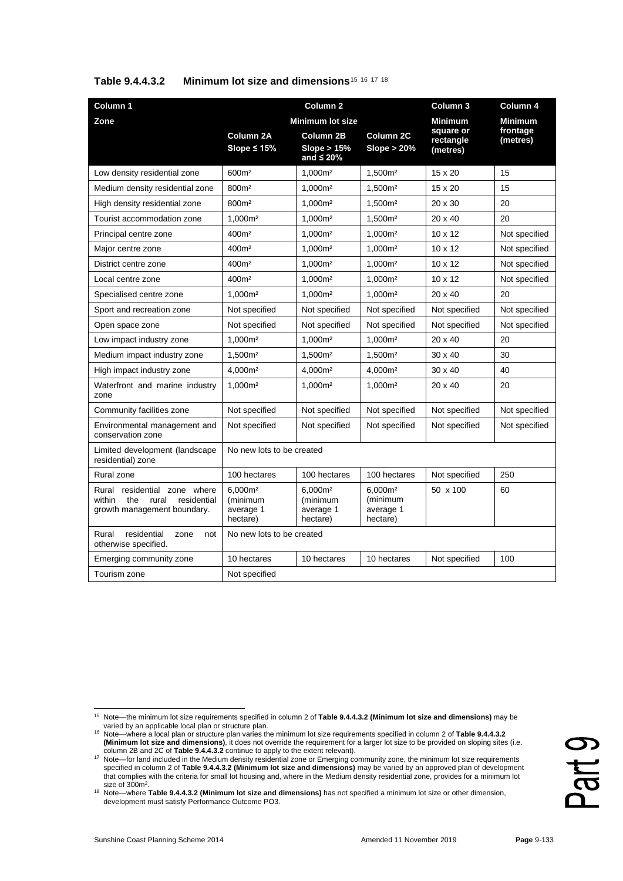**Table 9.4.4.3.2 Minimum lot size and dimensions**[15] [16] [17] [18]

| Column 1 | Column 2 | | | Column 3 | Column 4 |
|---|---|---|---|---|---|
| Zone | Minimum lot size | | | Minimum square or rectangle (metres) | Minimum frontage (metres) |
| | Column 2A Slope ≤ 15% | Column 2B Slope > 15% and ≤ 20% | Column 2C Slope > 20% | | |
| Low density residential zone | 600m² | 1,000m² | 1,500m² | 15 x 20 | 15 |
| Medium density residential zone | 800m² | 1,000m² | 1,500m² | 15 x 20 | 15 |
| High density residential zone | 800m² | 1,000m² | 1,500m² | 20 x 30 | 20 |
| Tourist accommodation zone | 1,000m² | 1,000m² | 1,500m² | 20 x 40 | 20 |
| Principal centre zone | 400m² | 1,000m² | 1,000m² | 10 x 12 | Not specified |
| Major centre zone | 400m² | 1,000m² | 1,000m² | 10 x 12 | Not specified |
| District centre zone | 400m² | 1,000m² | 1,000m² | 10 x 12 | Not specified |
| Local centre zone | 400m² | 1,000m² | 1,000m² | 10 x 12 | Not specified |
| Specialised centre zone | 1,000m² | 1,000m² | 1,000m² | 20 x 40 | 20 |
| Sport and recreation zone | Not specified | Not specified | Not specified | Not specified | Not specified |
| Open space zone | Not specified | Not specified | Not specified | Not specified | Not specified |
| Low impact industry zone | 1,000m² | 1,000m² | 1,000m² | 20 x 40 | 20 |
| Medium impact industry zone | 1,500m² | 1,500m² | 1,500m² | 30 x 40 | 30 |
| High impact industry zone | 4,000m² | 4,000m² | 4,000m² | 30 x 40 | 40 |
| Waterfront and marine industry zone | 1,000m² | 1,000m² | 1,000m² | 20 x 40 | 20 |
| Community facilities zone | Not specified | Not specified | Not specified | Not specified | Not specified |
| Environmental management and conservation zone | Not specified | Not specified | Not specified | Not specified | Not specified |
| Limited development (landscape residential) zone | No new lots to be created | | | | |
| Rural zone | 100 hectares | 100 hectares | 100 hectares | Not specified | 250 |
| Rural residential zone where within the rural residential growth management boundary. | 6,000m² (minimum average 1 hectare) | 6,000m² (minimum average 1 hectare) | 6,000m² (minimum average 1 hectare) | 50 x 100 | 60 |
| Rural residential zone not otherwise specified. | No new lots to be created | | | | |
| Emerging community zone | 10 hectares | 10 hectares | 10 hectares | Not specified | 100 |
| Tourism zone | Not specified | | | | |

[15] Note—the minimum lot size requirements specified in column 2 of **Table 9.4.4.3.2 (Minimum lot size and dimensions)** may be varied by an applicable local plan or structure plan.

[16] Note—where a local plan or structure plan varies the minimum lot size requirements specified in column 2 of **Table 9.4.4.3.2 (Minimum lot size and dimensions)**, it does not override the requirement for a larger lot size to be provided on sloping sites (i.e. column 2B and 2C of **Table 9.4.4.3.2** continue to apply to the extent relevant).

[17] Note—for land included in the Medium density residential zone or Emerging community zone, the minimum lot size requirements specified in column 2 of **Table 9.4.4.3.2 (Minimum lot size and dimensions)** may be varied by an approved plan of development that complies with the criteria for small lot housing and, where in the Medium density residential zone, provides for a minimum lot size of 300m².

[18] Note—where **Table 9.4.4.3.2 (Minimum lot size and dimensions)** has not specified a minimum lot size or other dimension, development must satisfy Performance Outcome PO3.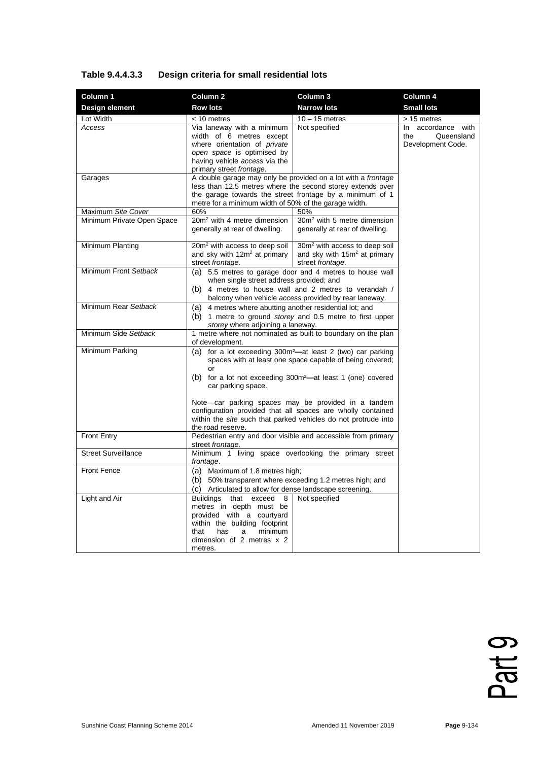**Table 9.4.4.3.3 Design criteria for small residential lots**

| Column 1<br>**Design element** | Column 2<br>**Row lots** | Column 3<br>**Narrow lots** | Column 4<br>**Small lots** |
|---|---|---|---|
| Lot Width | < 10 metres | 10 – 15 metres | > 15 metres |
| *Access* | Via laneway with a minimum width of 6 metres except where orientation of *private open space* is optimised by having vehicle *access* via the primary street *frontage*. | Not specified | In accordance with the Queensland Development Code. |
| Garages | A double garage may only be provided on a lot with a *frontage* less than 12.5 metres where the second storey extends over the garage towards the street frontage by a minimum of 1 metre for a minimum width of 50% of the garage width. | | |
| Maximum *Site Cover* | 60% | 50% | |
| Minimum Private Open Space | $20m^2$ with 4 metre dimension generally at rear of dwelling. | $30m^2$ with 5 metre dimension generally at rear of dwelling. | |
| Minimum Planting | $20m^2$ with access to deep soil and sky with $12m^2$ at primary street *frontage*. | $30m^2$ with access to deep soil and sky with $15m^2$ at primary street *frontage*. | |
| Minimum Front *Setback* | (a) 5.5 metres to garage door and 4 metres to house wall when single street address provided; and<br>(b) 4 metres to house wall and 2 metres to verandah / balcony when vehicle *access* provided by rear laneway. | | |
| Minimum Rear *Setback* | (a) 4 metres where abutting another residential lot; and<br>(b) 1 metre to ground *storey* and 0.5 metre to first upper *storey* where adjoining a laneway. | | |
| Minimum Side *Setback* | 1 metre where not nominated as built to boundary on the plan of development. | | |
| Minimum Parking | (a) for a lot exceeding $300m^2$—at least 2 (two) car parking spaces with at least one space capable of being covered; or<br>(b) for a lot not exceeding $300m^2$—at least 1 (one) covered car parking space.<br><br>Note—car parking spaces may be provided in a tandem configuration provided that all spaces are wholly contained within the *site* such that parked vehicles do not protrude into the road reserve. | | |
| Front Entry | Pedestrian entry and door visible and accessible from primary street *frontage*. | | |
| Street Surveillance | Minimum 1 living space overlooking the primary street *frontage*. | | |
| Front Fence | (a) Maximum of 1.8 metres high;<br>(b) 50% transparent where exceeding 1.2 metres high; and<br>(c) Articulated to allow for dense landscape screening. | | |
| Light and Air | Buildings that exceed 8 metres in depth must be provided with a courtyard within the building footprint that has a minimum dimension of 2 metres x 2 metres. | Not specified | |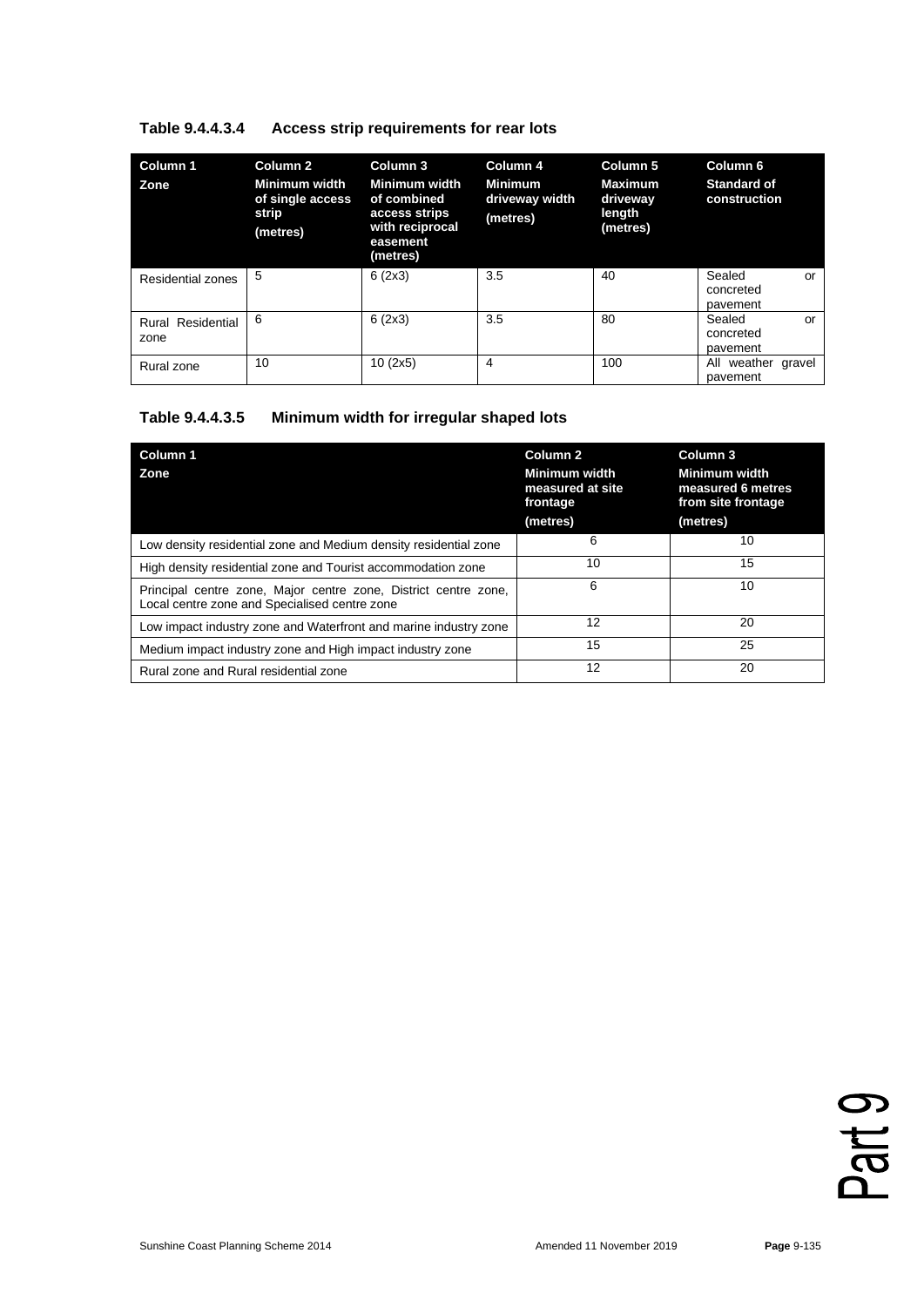**Table 9.4.4.3.4 Access strip requirements for rear lots**

| Column 1<br>Zone | Column 2<br>Minimum width of single access strip<br>(metres) | Column 3<br>Minimum width of combined access strips with reciprocal easement<br>(metres) | Column 4<br>Minimum driveway width<br>(metres) | Column 5<br>Maximum driveway length<br>(metres) | Column 6<br>Standard of construction |
|---|---|---|---|---|---|
| Residential zones | 5 | 6 (2x3) | 3.5 | 40 | Sealed or concreted pavement |
| Rural Residential zone | 6 | 6 (2x3) | 3.5 | 80 | Sealed or concreted pavement |
| Rural zone | 10 | 10 (2x5) | 4 | 100 | All weather gravel pavement |

**Table 9.4.4.3.5 Minimum width for irregular shaped lots**

| Column 1<br>Zone | Column 2<br>Minimum width measured at site frontage<br>(metres) | Column 3<br>Minimum width measured 6 metres from site frontage<br>(metres) |
|---|---|---|
| Low density residential zone and Medium density residential zone | 6 | 10 |
| High density residential zone and Tourist accommodation zone | 10 | 15 |
| Principal centre zone, Major centre zone, District centre zone, Local centre zone and Specialised centre zone | 6 | 10 |
| Low impact industry zone and Waterfront and marine industry zone | 12 | 20 |
| Medium impact industry zone and High impact industry zone | 15 | 25 |
| Rural zone and Rural residential zone | 12 | 20 |